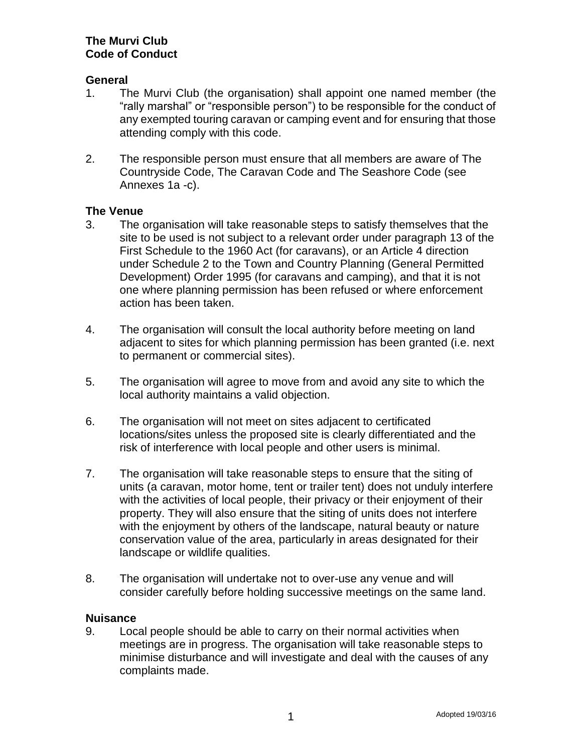# The Murvi Club
# Code of Conduct

## General

1. The Murvi Club (the organisation) shall appoint one named member (the "rally marshal" or "responsible person") to be responsible for the conduct of any exempted touring caravan or camping event and for ensuring that those attending comply with this code.

2. The responsible person must ensure that all members are aware of The Countryside Code, The Caravan Code and The Seashore Code (see Annexes 1a -c).

## The Venue

3. The organisation will take reasonable steps to satisfy themselves that the site to be used is not subject to a relevant order under paragraph 13 of the First Schedule to the 1960 Act (for caravans), or an Article 4 direction under Schedule 2 to the Town and Country Planning (General Permitted Development) Order 1995 (for caravans and camping), and that it is not one where planning permission has been refused or where enforcement action has been taken.

4. The organisation will consult the local authority before meeting on land adjacent to sites for which planning permission has been granted (i.e. next to permanent or commercial sites).

5. The organisation will agree to move from and avoid any site to which the local authority maintains a valid objection.

6. The organisation will not meet on sites adjacent to certificated locations/sites unless the proposed site is clearly differentiated and the risk of interference with local people and other users is minimal.

7. The organisation will take reasonable steps to ensure that the siting of units (a caravan, motor home, tent or trailer tent) does not unduly interfere with the activities of local people, their privacy or their enjoyment of their property. They will also ensure that the siting of units does not interfere with the enjoyment by others of the landscape, natural beauty or nature conservation value of the area, particularly in areas designated for their landscape or wildlife qualities.

8. The organisation will undertake not to over-use any venue and will consider carefully before holding successive meetings on the same land.

## Nuisance

9. Local people should be able to carry on their normal activities when meetings are in progress. The organisation will take reasonable steps to minimise disturbance and will investigate and deal with the causes of any complaints made.

Adopted 19/03/16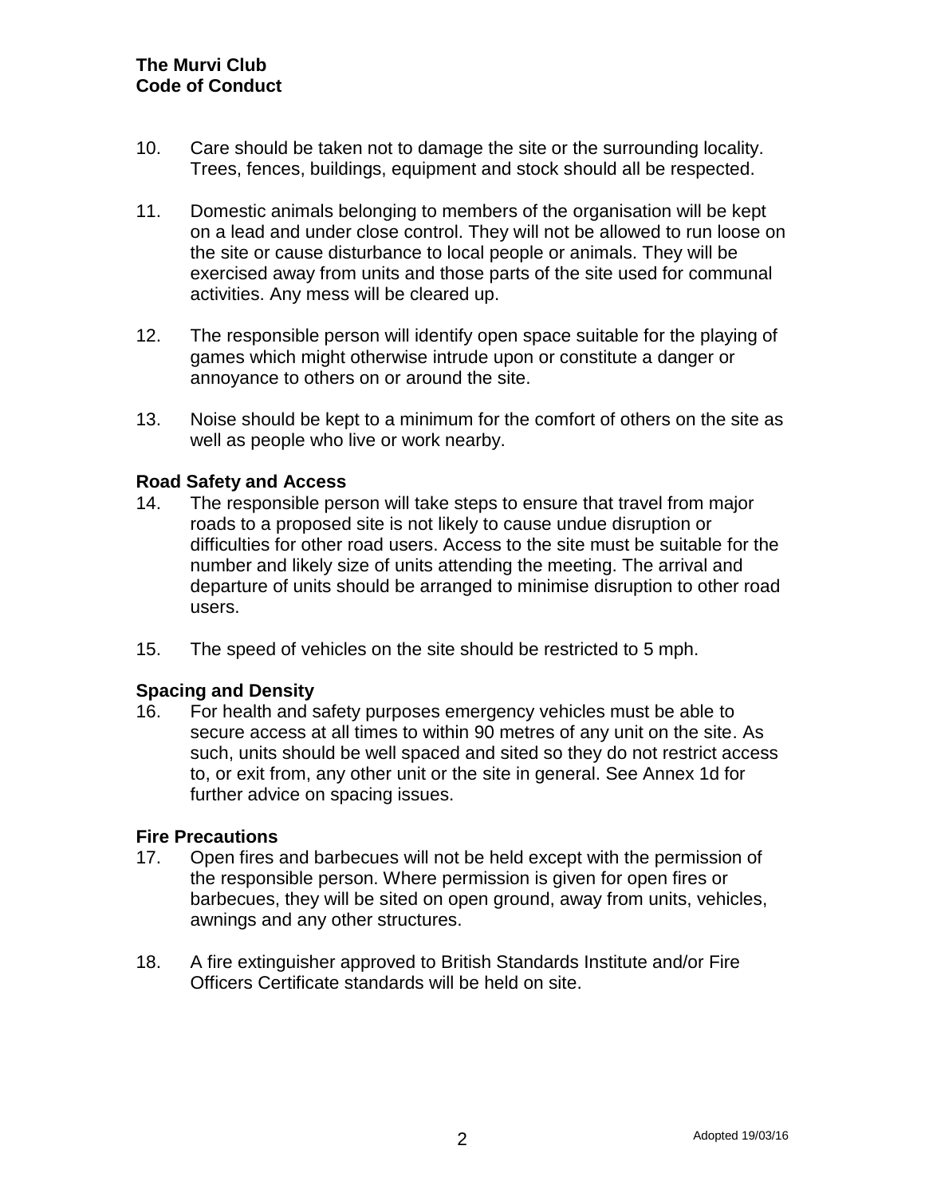10. Care should be taken not to damage the site or the surrounding locality. Trees, fences, buildings, equipment and stock should all be respected.

11. Domestic animals belonging to members of the organisation will be kept on a lead and under close control. They will not be allowed to run loose on the site or cause disturbance to local people or animals. They will be exercised away from units and those parts of the site used for communal activities. Any mess will be cleared up.

12. The responsible person will identify open space suitable for the playing of games which might otherwise intrude upon or constitute a danger or annoyance to others on or around the site.

13. Noise should be kept to a minimum for the comfort of others on the site as well as people who live or work nearby.

### Road Safety and Access

14. The responsible person will take steps to ensure that travel from major roads to a proposed site is not likely to cause undue disruption or difficulties for other road users. Access to the site must be suitable for the number and likely size of units attending the meeting. The arrival and departure of units should be arranged to minimise disruption to other road users.

15. The speed of vehicles on the site should be restricted to 5 mph.

### Spacing and Density

16. For health and safety purposes emergency vehicles must be able to secure access at all times to within 90 metres of any unit on the site. As such, units should be well spaced and sited so they do not restrict access to, or exit from, any other unit or the site in general. See Annex 1d for further advice on spacing issues.

### Fire Precautions

17. Open fires and barbecues will not be held except with the permission of the responsible person. Where permission is given for open fires or barbecues, they will be sited on open ground, away from units, vehicles, awnings and any other structures.

18. A fire extinguisher approved to British Standards Institute and/or Fire Officers Certificate standards will be held on site.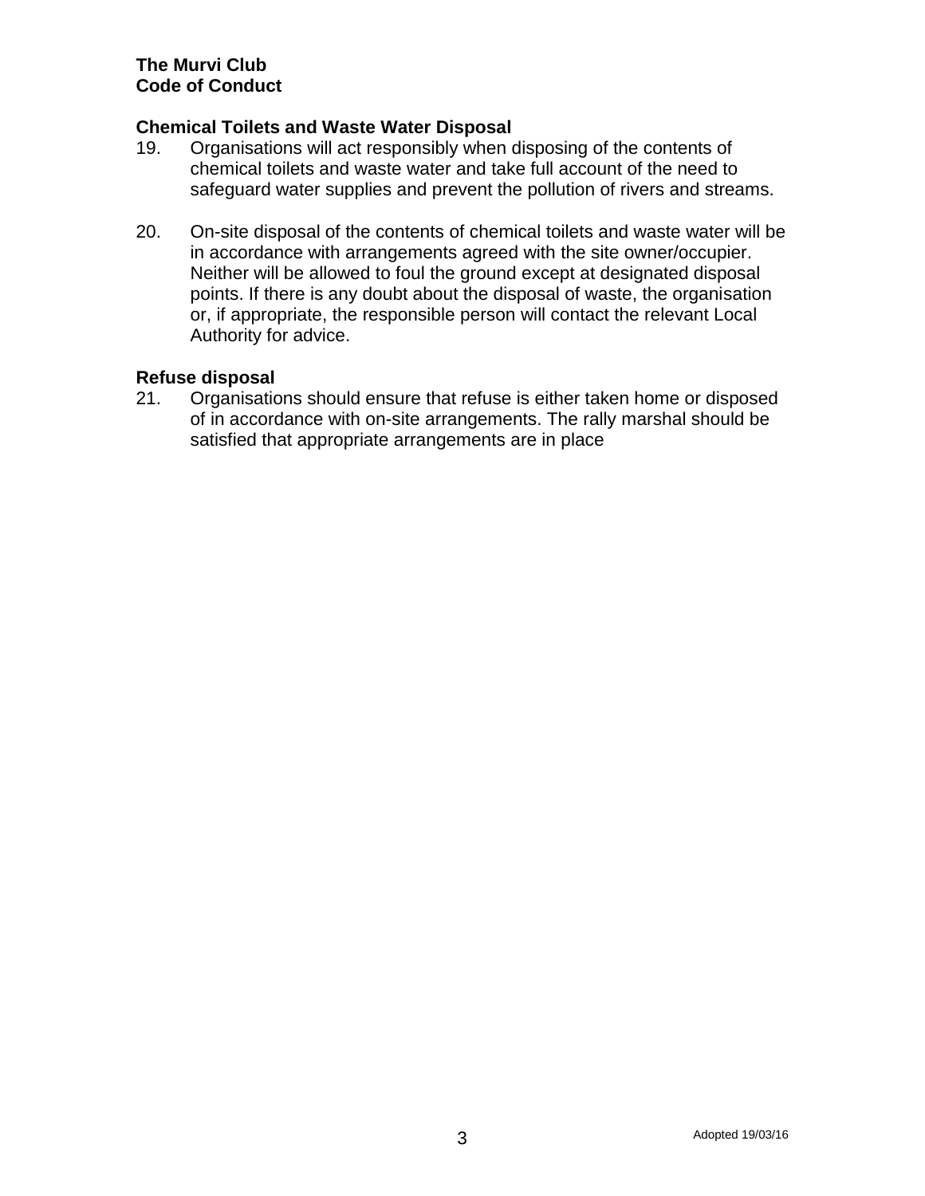## Chemical Toilets and Waste Water Disposal

19. Organisations will act responsibly when disposing of the contents of chemical toilets and waste water and take full account of the need to safeguard water supplies and prevent the pollution of rivers and streams.

20. On-site disposal of the contents of chemical toilets and waste water will be in accordance with arrangements agreed with the site owner/occupier. Neither will be allowed to foul the ground except at designated disposal points. If there is any doubt about the disposal of waste, the organisation or, if appropriate, the responsible person will contact the relevant Local Authority for advice.

## Refuse disposal

21. Organisations should ensure that refuse is either taken home or disposed of in accordance with on-site arrangements. The rally marshal should be satisfied that appropriate arrangements are in place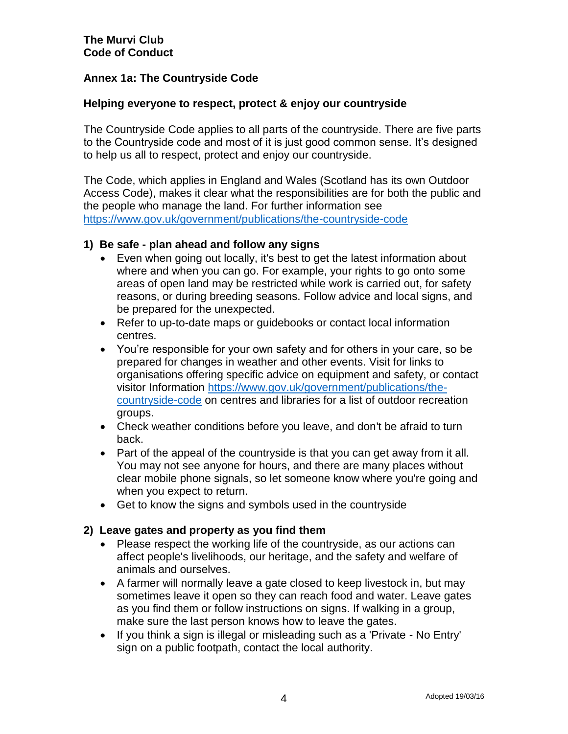**The Murvi Club**
**Code of Conduct**

## Annex 1a: The Countryside Code

### Helping everyone to respect, protect & enjoy our countryside

The Countryside Code applies to all parts of the countryside. There are five parts to the Countryside code and most of it is just good common sense. It's designed to help us all to respect, protect and enjoy our countryside.

The Code, which applies in England and Wales (Scotland has its own Outdoor Access Code), makes it clear what the responsibilities are for both the public and the people who manage the land. For further information see https://www.gov.uk/government/publications/the-countryside-code

**1) Be safe - plan ahead and follow any signs**

- Even when going out locally, it's best to get the latest information about where and when you can go. For example, your rights to go onto some areas of open land may be restricted while work is carried out, for safety reasons, or during breeding seasons. Follow advice and local signs, and be prepared for the unexpected.
- Refer to up-to-date maps or guidebooks or contact local information centres.
- You're responsible for your own safety and for others in your care, so be prepared for changes in weather and other events. Visit for links to organisations offering specific advice on equipment and safety, or contact visitor Information https://www.gov.uk/government/publications/the-countryside-code on centres and libraries for a list of outdoor recreation groups.
- Check weather conditions before you leave, and don't be afraid to turn back.
- Part of the appeal of the countryside is that you can get away from it all. You may not see anyone for hours, and there are many places without clear mobile phone signals, so let someone know where you're going and when you expect to return.
- Get to know the signs and symbols used in the countryside

**2) Leave gates and property as you find them**

- Please respect the working life of the countryside, as our actions can affect people's livelihoods, our heritage, and the safety and welfare of animals and ourselves.
- A farmer will normally leave a gate closed to keep livestock in, but may sometimes leave it open so they can reach food and water. Leave gates as you find them or follow instructions on signs. If walking in a group, make sure the last person knows how to leave the gates.
- If you think a sign is illegal or misleading such as a 'Private - No Entry' sign on a public footpath, contact the local authority.

Adopted 19/03/16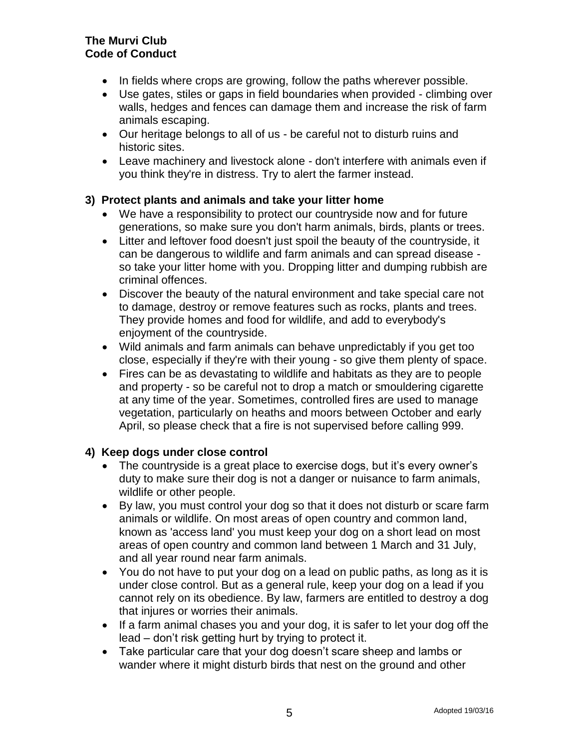- In fields where crops are growing, follow the paths wherever possible.
- Use gates, stiles or gaps in field boundaries when provided - climbing over walls, hedges and fences can damage them and increase the risk of farm animals escaping.
- Our heritage belongs to all of us - be careful not to disturb ruins and historic sites.
- Leave machinery and livestock alone - don't interfere with animals even if you think they're in distress. Try to alert the farmer instead.

## 3) Protect plants and animals and take your litter home

- We have a responsibility to protect our countryside now and for future generations, so make sure you don't harm animals, birds, plants or trees.
- Litter and leftover food doesn't just spoil the beauty of the countryside, it can be dangerous to wildlife and farm animals and can spread disease - so take your litter home with you. Dropping litter and dumping rubbish are criminal offences.
- Discover the beauty of the natural environment and take special care not to damage, destroy or remove features such as rocks, plants and trees. They provide homes and food for wildlife, and add to everybody's enjoyment of the countryside.
- Wild animals and farm animals can behave unpredictably if you get too close, especially if they're with their young - so give them plenty of space.
- Fires can be as devastating to wildlife and habitats as they are to people and property - so be careful not to drop a match or smouldering cigarette at any time of the year. Sometimes, controlled fires are used to manage vegetation, particularly on heaths and moors between October and early April, so please check that a fire is not supervised before calling 999.

## 4) Keep dogs under close control

- The countryside is a great place to exercise dogs, but it's every owner's duty to make sure their dog is not a danger or nuisance to farm animals, wildlife or other people.
- By law, you must control your dog so that it does not disturb or scare farm animals or wildlife. On most areas of open country and common land, known as 'access land' you must keep your dog on a short lead on most areas of open country and common land between 1 March and 31 July, and all year round near farm animals.
- You do not have to put your dog on a lead on public paths, as long as it is under close control. But as a general rule, keep your dog on a lead if you cannot rely on its obedience. By law, farmers are entitled to destroy a dog that injures or worries their animals.
- If a farm animal chases you and your dog, it is safer to let your dog off the lead – don't risk getting hurt by trying to protect it.
- Take particular care that your dog doesn't scare sheep and lambs or wander where it might disturb birds that nest on the ground and other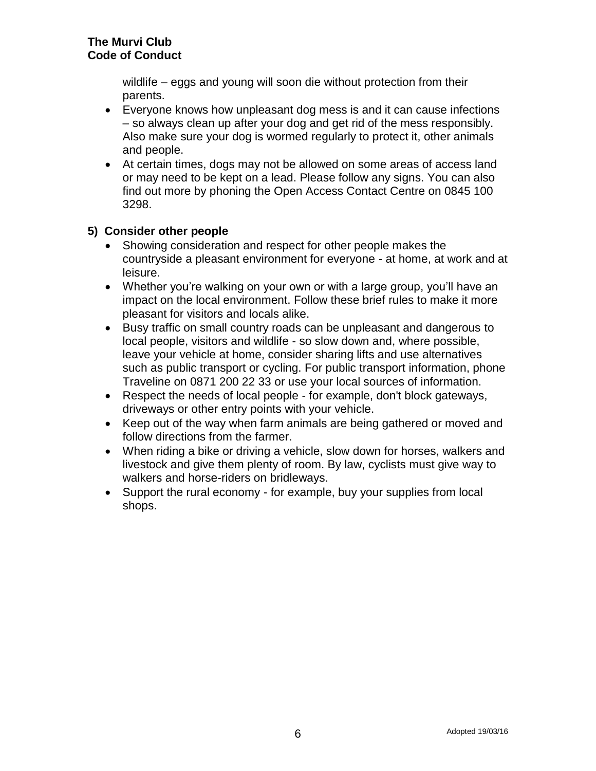wildlife – eggs and young will soon die without protection from their parents.

- Everyone knows how unpleasant dog mess is and it can cause infections – so always clean up after your dog and get rid of the mess responsibly. Also make sure your dog is wormed regularly to protect it, other animals and people.
- At certain times, dogs may not be allowed on some areas of access land or may need to be kept on a lead. Please follow any signs. You can also find out more by phoning the Open Access Contact Centre on 0845 100 3298.

### 5) Consider other people

- Showing consideration and respect for other people makes the countryside a pleasant environment for everyone - at home, at work and at leisure.
- Whether you're walking on your own or with a large group, you'll have an impact on the local environment. Follow these brief rules to make it more pleasant for visitors and locals alike.
- Busy traffic on small country roads can be unpleasant and dangerous to local people, visitors and wildlife - so slow down and, where possible, leave your vehicle at home, consider sharing lifts and use alternatives such as public transport or cycling. For public transport information, phone Traveline on 0871 200 22 33 or use your local sources of information.
- Respect the needs of local people - for example, don't block gateways, driveways or other entry points with your vehicle.
- Keep out of the way when farm animals are being gathered or moved and follow directions from the farmer.
- When riding a bike or driving a vehicle, slow down for horses, walkers and livestock and give them plenty of room. By law, cyclists must give way to walkers and horse-riders on bridleways.
- Support the rural economy - for example, buy your supplies from local shops.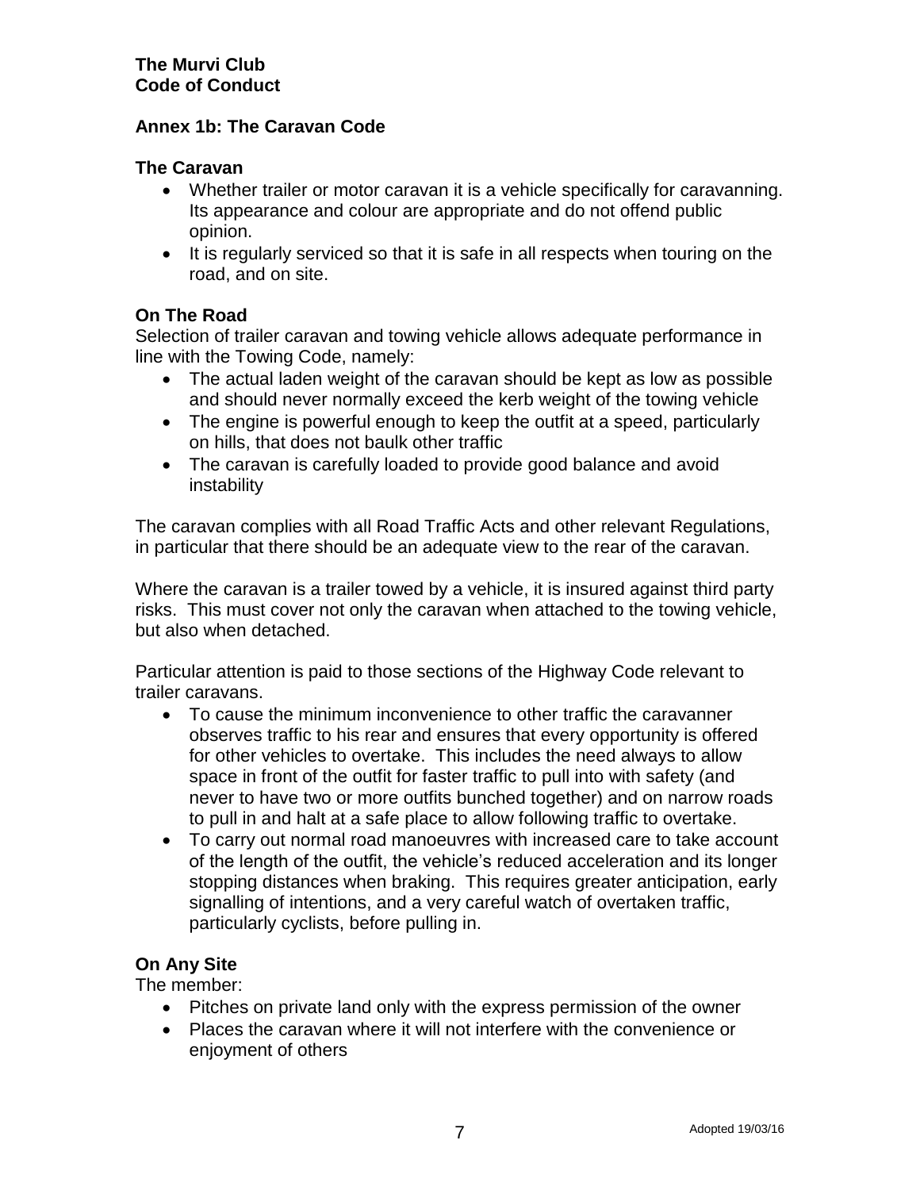**The Murvi Club**
**Code of Conduct**

## Annex 1b: The Caravan Code

### The Caravan

- Whether trailer or motor caravan it is a vehicle specifically for caravanning. Its appearance and colour are appropriate and do not offend public opinion.
- It is regularly serviced so that it is safe in all respects when touring on the road, and on site.

### On The Road

Selection of trailer caravan and towing vehicle allows adequate performance in line with the Towing Code, namely:

- The actual laden weight of the caravan should be kept as low as possible and should never normally exceed the kerb weight of the towing vehicle
- The engine is powerful enough to keep the outfit at a speed, particularly on hills, that does not baulk other traffic
- The caravan is carefully loaded to provide good balance and avoid instability

The caravan complies with all Road Traffic Acts and other relevant Regulations, in particular that there should be an adequate view to the rear of the caravan.

Where the caravan is a trailer towed by a vehicle, it is insured against third party risks. This must cover not only the caravan when attached to the towing vehicle, but also when detached.

Particular attention is paid to those sections of the Highway Code relevant to trailer caravans.

- To cause the minimum inconvenience to other traffic the caravanner observes traffic to his rear and ensures that every opportunity is offered for other vehicles to overtake. This includes the need always to allow space in front of the outfit for faster traffic to pull into with safety (and never to have two or more outfits bunched together) and on narrow roads to pull in and halt at a safe place to allow following traffic to overtake.
- To carry out normal road manoeuvres with increased care to take account of the length of the outfit, the vehicle's reduced acceleration and its longer stopping distances when braking. This requires greater anticipation, early signalling of intentions, and a very careful watch of overtaken traffic, particularly cyclists, before pulling in.

### On Any Site

The member:

- Pitches on private land only with the express permission of the owner
- Places the caravan where it will not interfere with the convenience or enjoyment of others

Adopted 19/03/16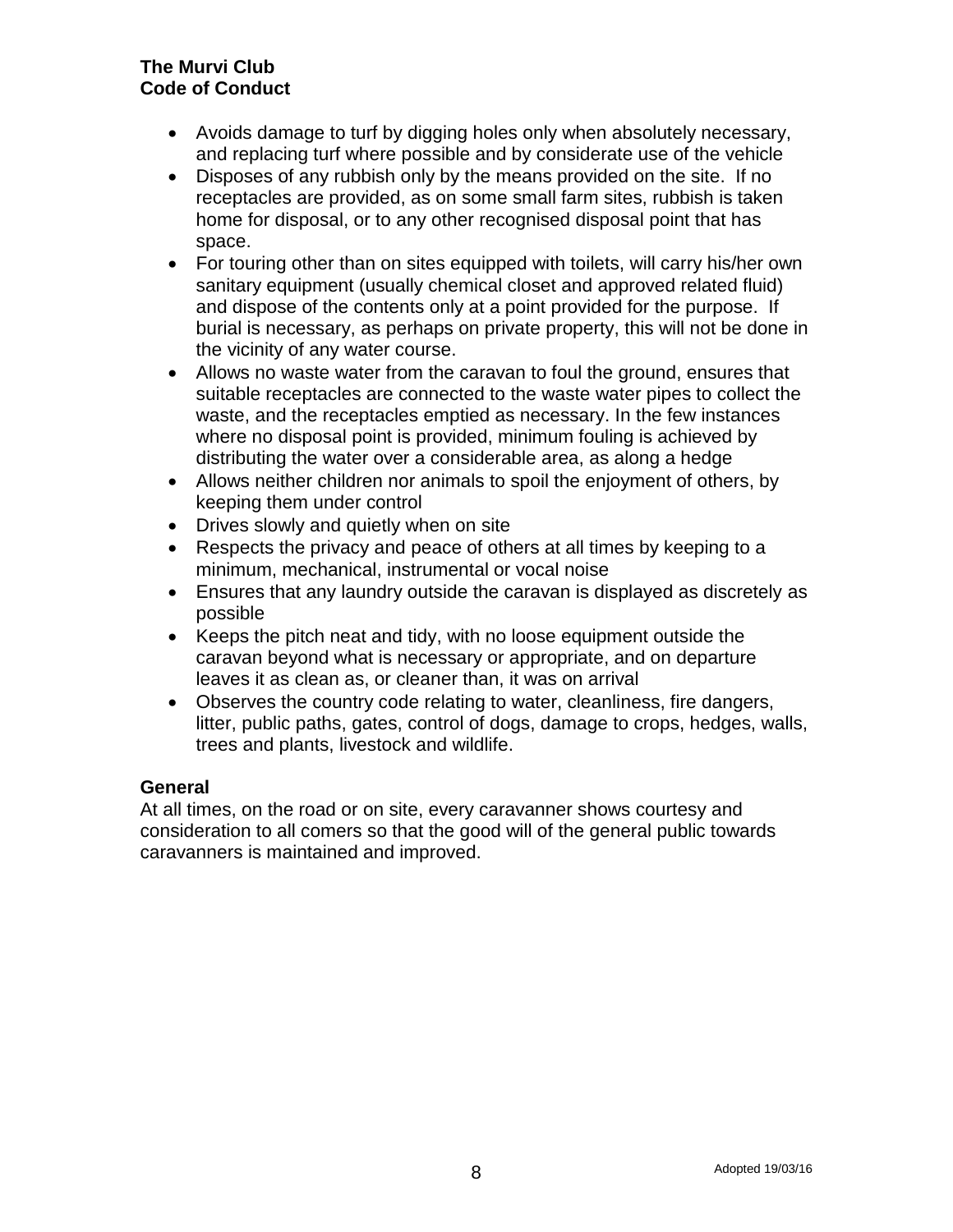- Avoids damage to turf by digging holes only when absolutely necessary, and replacing turf where possible and by considerate use of the vehicle
- Disposes of any rubbish only by the means provided on the site. If no receptacles are provided, as on some small farm sites, rubbish is taken home for disposal, or to any other recognised disposal point that has space.
- For touring other than on sites equipped with toilets, will carry his/her own sanitary equipment (usually chemical closet and approved related fluid) and dispose of the contents only at a point provided for the purpose. If burial is necessary, as perhaps on private property, this will not be done in the vicinity of any water course.
- Allows no waste water from the caravan to foul the ground, ensures that suitable receptacles are connected to the waste water pipes to collect the waste, and the receptacles emptied as necessary. In the few instances where no disposal point is provided, minimum fouling is achieved by distributing the water over a considerable area, as along a hedge
- Allows neither children nor animals to spoil the enjoyment of others, by keeping them under control
- Drives slowly and quietly when on site
- Respects the privacy and peace of others at all times by keeping to a minimum, mechanical, instrumental or vocal noise
- Ensures that any laundry outside the caravan is displayed as discretely as possible
- Keeps the pitch neat and tidy, with no loose equipment outside the caravan beyond what is necessary or appropriate, and on departure leaves it as clean as, or cleaner than, it was on arrival
- Observes the country code relating to water, cleanliness, fire dangers, litter, public paths, gates, control of dogs, damage to crops, hedges, walls, trees and plants, livestock and wildlife.

## General

At all times, on the road or on site, every caravanner shows courtesy and consideration to all comers so that the good will of the general public towards caravanners is maintained and improved.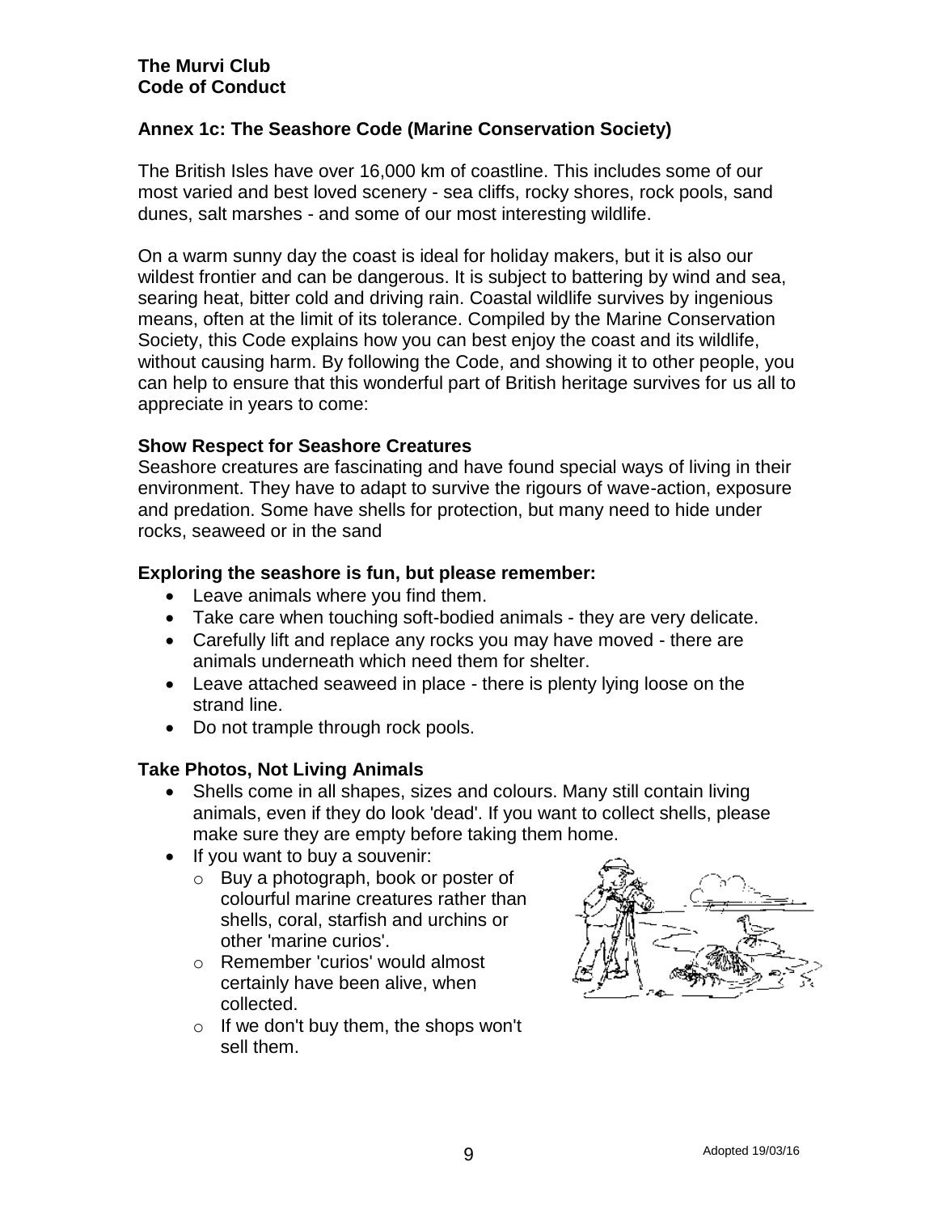**The Murvi Club**
**Code of Conduct**

## Annex 1c: The Seashore Code (Marine Conservation Society)

The British Isles have over 16,000 km of coastline. This includes some of our most varied and best loved scenery - sea cliffs, rocky shores, rock pools, sand dunes, salt marshes - and some of our most interesting wildlife.

On a warm sunny day the coast is ideal for holiday makers, but it is also our wildest frontier and can be dangerous. It is subject to battering by wind and sea, searing heat, bitter cold and driving rain. Coastal wildlife survives by ingenious means, often at the limit of its tolerance. Compiled by the Marine Conservation Society, this Code explains how you can best enjoy the coast and its wildlife, without causing harm. By following the Code, and showing it to other people, you can help to ensure that this wonderful part of British heritage survives for us all to appreciate in years to come:

### Show Respect for Seashore Creatures

Seashore creatures are fascinating and have found special ways of living in their environment. They have to adapt to survive the rigours of wave-action, exposure and predation. Some have shells for protection, but many need to hide under rocks, seaweed or in the sand

### Exploring the seashore is fun, but please remember:

- Leave animals where you find them.
- Take care when touching soft-bodied animals - they are very delicate.
- Carefully lift and replace any rocks you may have moved - there are animals underneath which need them for shelter.
- Leave attached seaweed in place - there is plenty lying loose on the strand line.
- Do not trample through rock pools.

### Take Photos, Not Living Animals

- Shells come in all shapes, sizes and colours. Many still contain living animals, even if they do look 'dead'. If you want to collect shells, please make sure they are empty before taking them home.
- If you want to buy a souvenir:
  - Buy a photograph, book or poster of colourful marine creatures rather than shells, coral, starfish and urchins or other 'marine curios'.
  - Remember 'curios' would almost certainly have been alive, when collected.
  - If we don't buy them, the shops won't sell them.

Adopted 19/03/16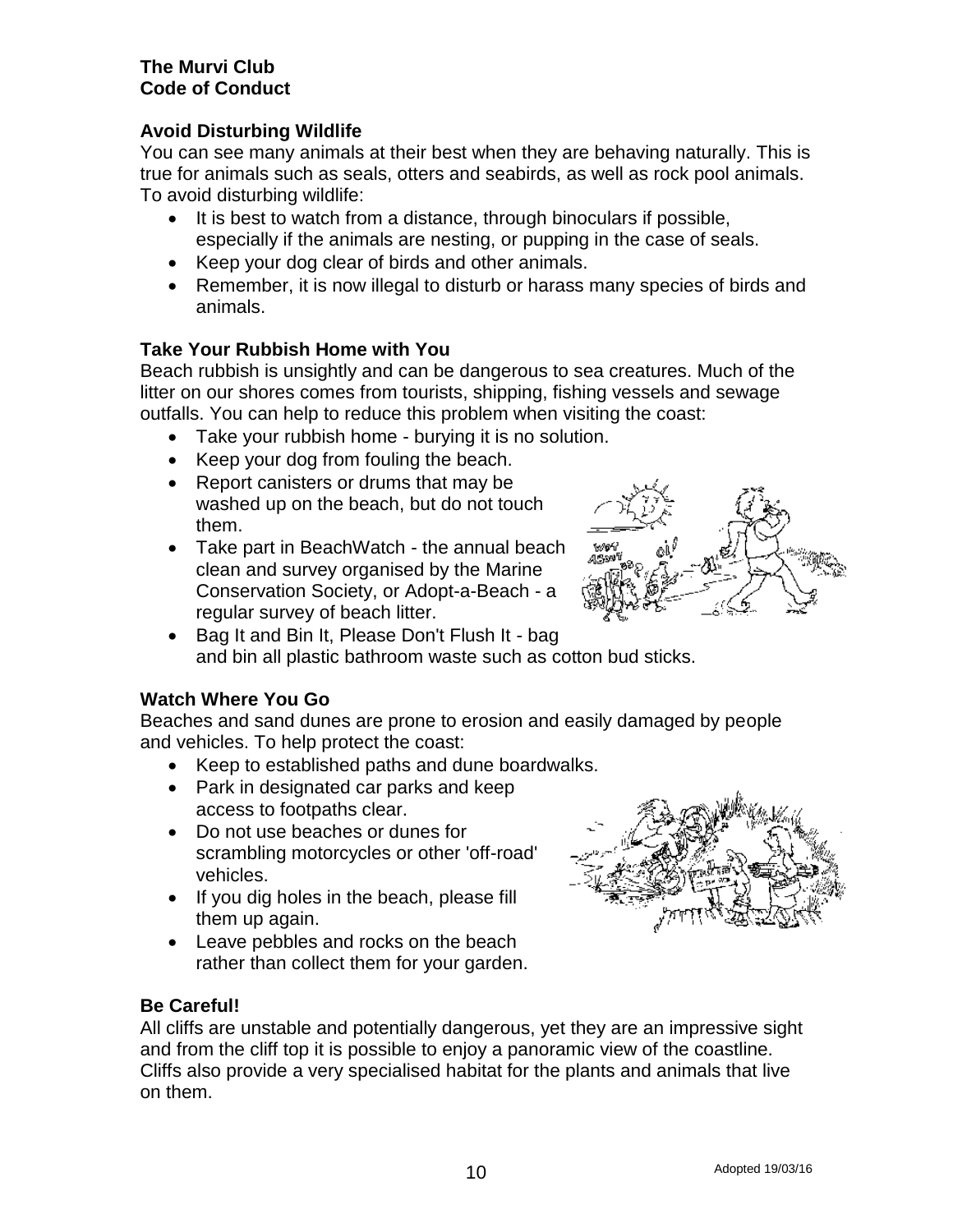**The Murvi Club**
**Code of Conduct**

### Avoid Disturbing Wildlife

You can see many animals at their best when they are behaving naturally. This is true for animals such as seals, otters and seabirds, as well as rock pool animals. To avoid disturbing wildlife:

- It is best to watch from a distance, through binoculars if possible, especially if the animals are nesting, or pupping in the case of seals.
- Keep your dog clear of birds and other animals.
- Remember, it is now illegal to disturb or harass many species of birds and animals.

### Take Your Rubbish Home with You

Beach rubbish is unsightly and can be dangerous to sea creatures. Much of the litter on our shores comes from tourists, shipping, fishing vessels and sewage outfalls. You can help to reduce this problem when visiting the coast:

- Take your rubbish home - burying it is no solution.
- Keep your dog from fouling the beach.
- Report canisters or drums that may be washed up on the beach, but do not touch them.
- Take part in BeachWatch - the annual beach clean and survey organised by the Marine Conservation Society, or Adopt-a-Beach - a regular survey of beach litter.
- Bag It and Bin It, Please Don't Flush It - bag and bin all plastic bathroom waste such as cotton bud sticks.

### Watch Where You Go

Beaches and sand dunes are prone to erosion and easily damaged by people and vehicles. To help protect the coast:

- Keep to established paths and dune boardwalks.
- Park in designated car parks and keep access to footpaths clear.
- Do not use beaches or dunes for scrambling motorcycles or other 'off-road' vehicles.
- If you dig holes in the beach, please fill them up again.
- Leave pebbles and rocks on the beach rather than collect them for your garden.

### Be Careful!

All cliffs are unstable and potentially dangerous, yet they are an impressive sight and from the cliff top it is possible to enjoy a panoramic view of the coastline. Cliffs also provide a very specialised habitat for the plants and animals that live on them.

Adopted 19/03/16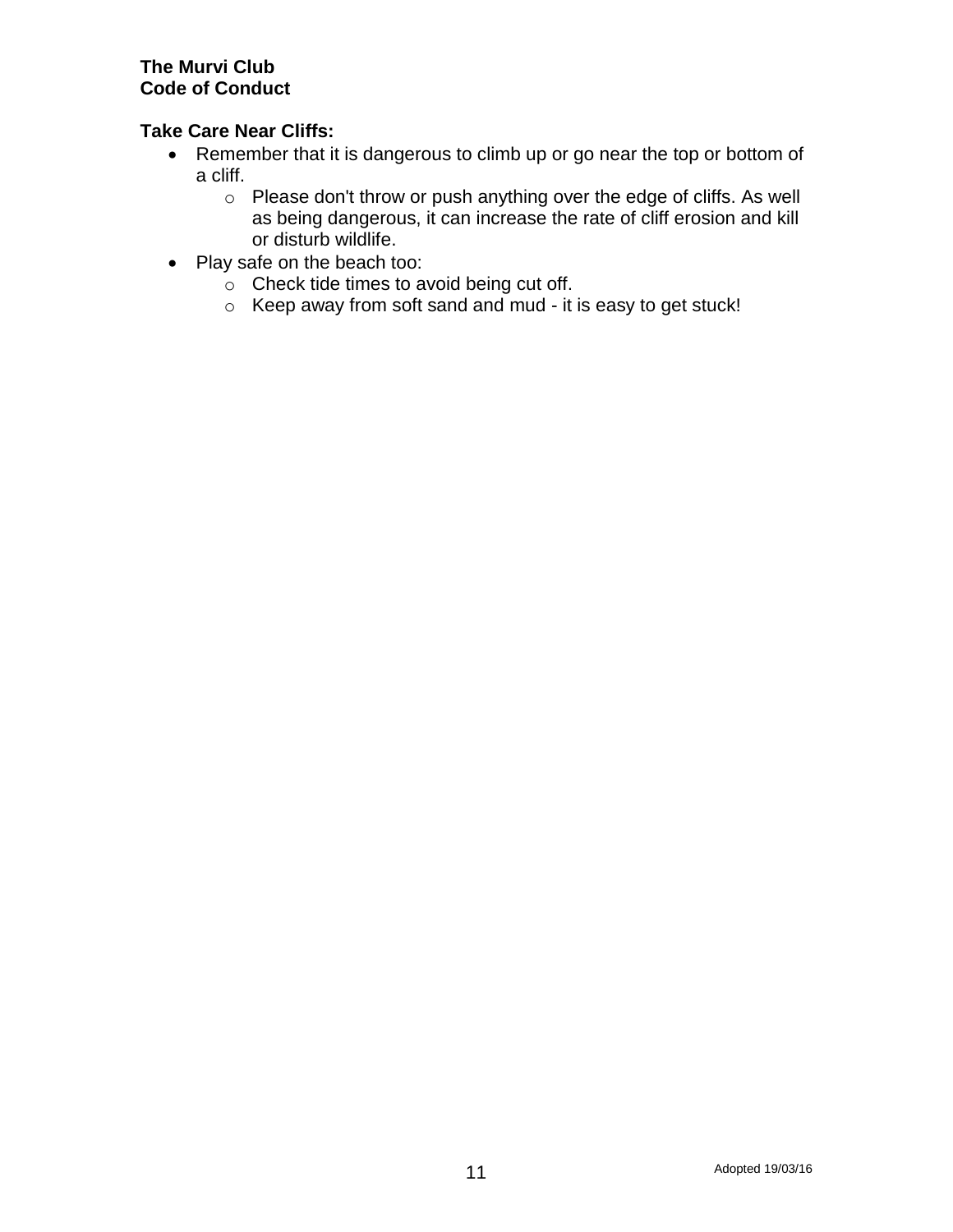**The Murvi Club**
**Code of Conduct**

**Take Care Near Cliffs:**

- Remember that it is dangerous to climb up or go near the top or bottom of a cliff.
    - Please don't throw or push anything over the edge of cliffs. As well as being dangerous, it can increase the rate of cliff erosion and kill or disturb wildlife.
- Play safe on the beach too:
    - Check tide times to avoid being cut off.
    - Keep away from soft sand and mud - it is easy to get stuck!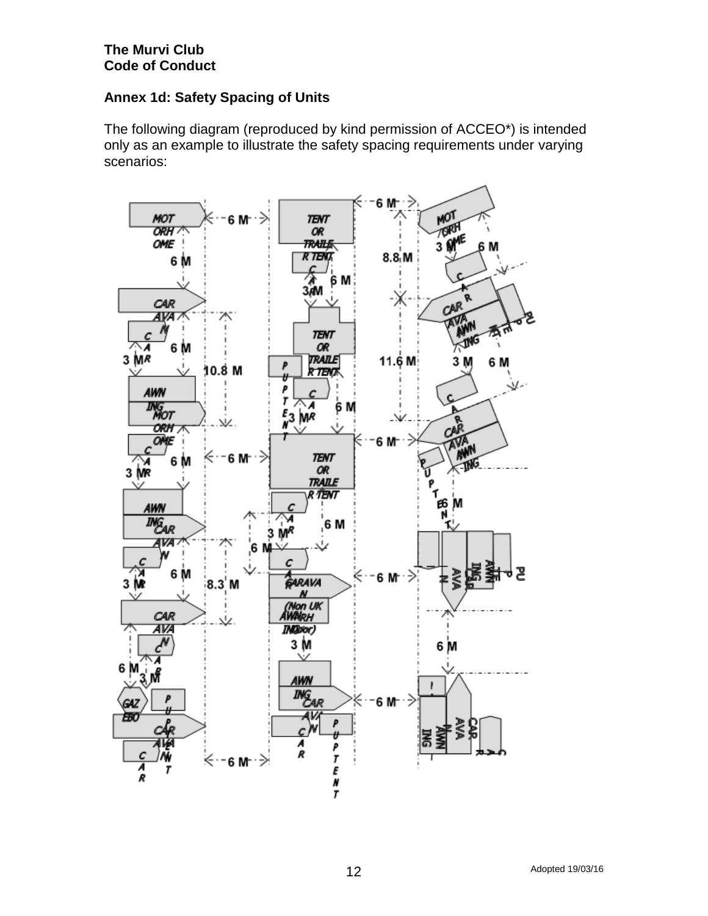**The Murvi Club**
**Code of Conduct**

**Annex 1d: Safety Spacing of Units**

The following diagram (reproduced by kind permission of ACCEO*) is intended only as an example to illustrate the safety spacing requirements under varying scenarios: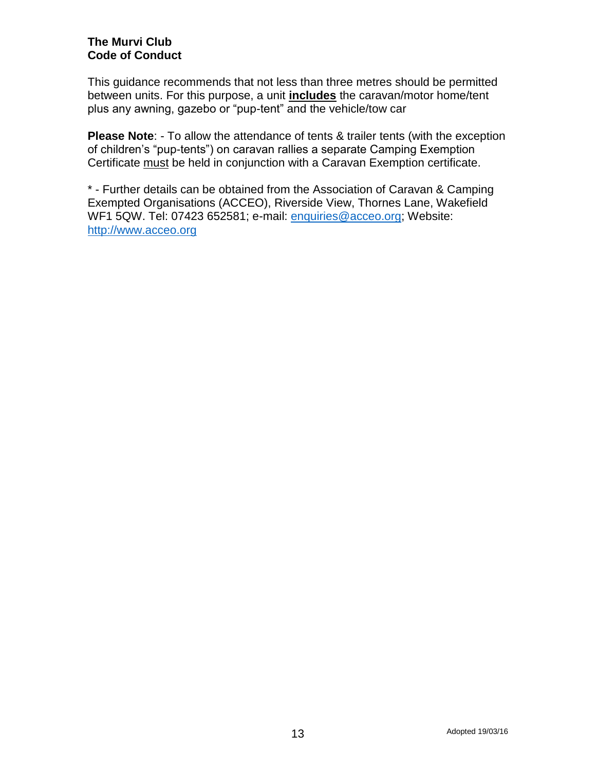**The Murvi Club**
**Code of Conduct**

This guidance recommends that not less than three metres should be permitted between units. For this purpose, a unit **includes** the caravan/motor home/tent plus any awning, gazebo or "pup-tent" and the vehicle/tow car

**Please Note**: - To allow the attendance of tents & trailer tents (with the exception of children's "pup-tents") on caravan rallies a separate Camping Exemption Certificate must be held in conjunction with a Caravan Exemption certificate.

* - Further details can be obtained from the Association of Caravan & Camping Exempted Organisations (ACCEO), Riverside View, Thornes Lane, Wakefield WF1 5QW. Tel: 07423 652581; e-mail: enquiries@acceo.org; Website: http://www.acceo.org

Adopted 19/03/16